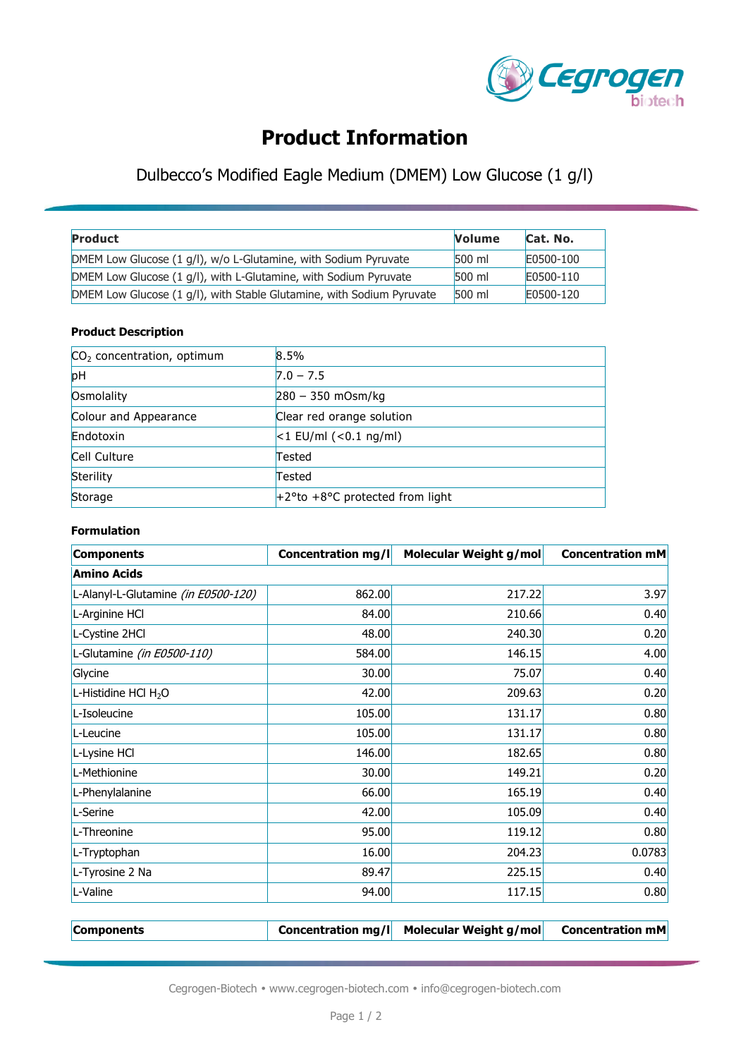# Product Information

## Dulbecco's Modified Eagle Medium (DMEM) Low Glucose (1 g/l)

| Product | Volume | Cat. No. |
|---|---|---|
| DMEM Low Glucose (1 g/l), w/o L-Glutamine, with Sodium Pyruvate | 500 ml | E0500-100 |
| DMEM Low Glucose (1 g/l), with L-Glutamine, with Sodium Pyruvate | 500 ml | E0500-110 |
| DMEM Low Glucose (1 g/l), with Stable Glutamine, with Sodium Pyruvate | 500 ml | E0500-120 |

### Product Description

| | |
|---|---|
| $CO_2$ concentration, optimum | 8.5% |
| pH | 7.0 – 7.5 |
| Osmolality | 280 – 350 mOsm/kg |
| Colour and Appearance | Clear red orange solution |
| Endotoxin | <1 EU/ml (<0.1 ng/ml) |
| Cell Culture | Tested |
| Sterility | Tested |
| Storage | +2°to +8°C protected from light |

### Formulation

| Components | Concentration mg/l | Molecular Weight g/mol | Concentration mM |
|---|---|---|---|
| **Amino Acids** | | | |
| L-Alanyl-L-Glutamine *(in E0500-120)* | 862.00 | 217.22 | 3.97 |
| L-Arginine HCl | 84.00 | 210.66 | 0.40 |
| L-Cystine 2HCl | 48.00 | 240.30 | 0.20 |
| L-Glutamine *(in E0500-110)* | 584.00 | 146.15 | 4.00 |
| Glycine | 30.00 | 75.07 | 0.40 |
| L-Histidine HCl $H_2O$ | 42.00 | 209.63 | 0.20 |
| L-Isoleucine | 105.00 | 131.17 | 0.80 |
| L-Leucine | 105.00 | 131.17 | 0.80 |
| L-Lysine HCl | 146.00 | 182.65 | 0.80 |
| L-Methionine | 30.00 | 149.21 | 0.20 |
| L-Phenylalanine | 66.00 | 165.19 | 0.40 |
| L-Serine | 42.00 | 105.09 | 0.40 |
| L-Threonine | 95.00 | 119.12 | 0.80 |
| L-Tryptophan | 16.00 | 204.23 | 0.0783 |
| L-Tyrosine 2 Na | 89.47 | 225.15 | 0.40 |
| L-Valine | 94.00 | 117.15 | 0.80 |

| Components | Concentration mg/l | Molecular Weight g/mol | Concentration mM |
|---|---|---|---|

Cegrogen-Biotech • www.cegrogen-biotech.com • info@cegrogen-biotech.com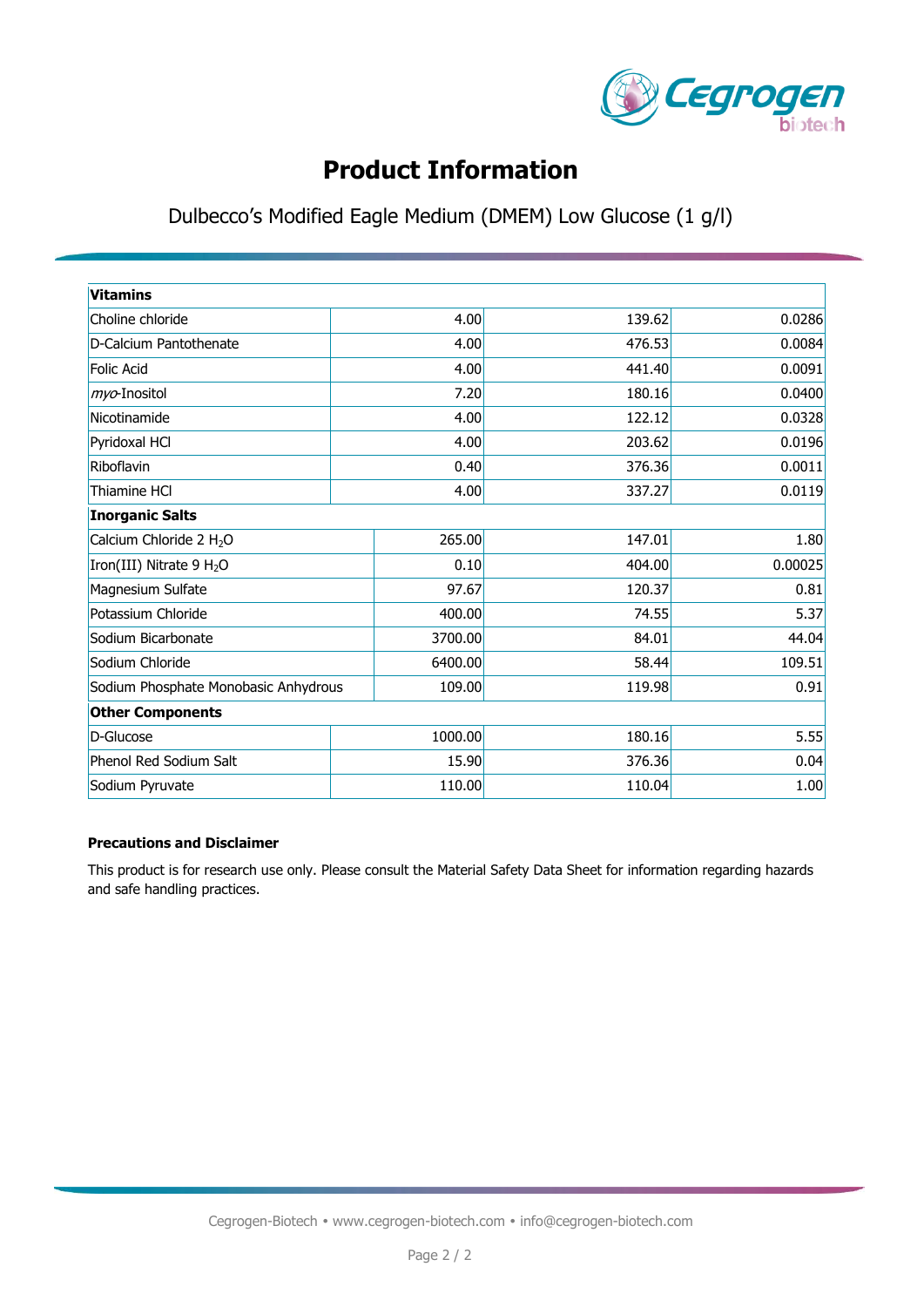# Product Information

Dulbecco's Modified Eagle Medium (DMEM) Low Glucose (1 g/l)

| | | | |
|---|---|---|---|
| **Vitamins** | | | |
| Choline chloride | 4.00 | 139.62 | 0.0286 |
| D-Calcium Pantothenate | 4.00 | 476.53 | 0.0084 |
| Folic Acid | 4.00 | 441.40 | 0.0091 |
| *myo*-Inositol | 7.20 | 180.16 | 0.0400 |
| Nicotinamide | 4.00 | 122.12 | 0.0328 |
| Pyridoxal HCl | 4.00 | 203.62 | 0.0196 |
| Riboflavin | 0.40 | 376.36 | 0.0011 |
| Thiamine HCl | 4.00 | 337.27 | 0.0119 |
| **Inorganic Salts** | | | |
| Calcium Chloride 2 $H_2O$ | 265.00 | 147.01 | 1.80 |
| Iron(III) Nitrate 9 $H_2O$ | 0.10 | 404.00 | 0.00025 |
| Magnesium Sulfate | 97.67 | 120.37 | 0.81 |
| Potassium Chloride | 400.00 | 74.55 | 5.37 |
| Sodium Bicarbonate | 3700.00 | 84.01 | 44.04 |
| Sodium Chloride | 6400.00 | 58.44 | 109.51 |
| Sodium Phosphate Monobasic Anhydrous | 109.00 | 119.98 | 0.91 |
| **Other Components** | | | |
| D-Glucose | 1000.00 | 180.16 | 5.55 |
| Phenol Red Sodium Salt | 15.90 | 376.36 | 0.04 |
| Sodium Pyruvate | 110.00 | 110.04 | 1.00 |

**Precautions and Disclaimer**

This product is for research use only. Please consult the Material Safety Data Sheet for information regarding hazards and safe handling practices.